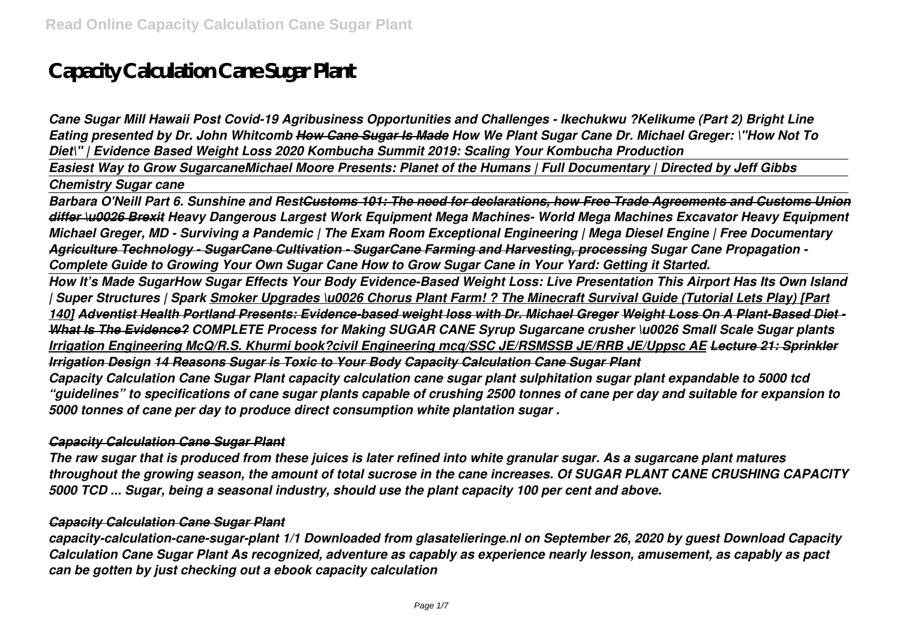# Capacity Calculation Cane Sugar Plant

*Cane Sugar Mill Hawaii Post Covid-19 Agribusiness Opportunities and Challenges - Ikechukwu ?Kelikume (Part 2) Bright Line Eating presented by Dr. John Whitcomb* ~~*How Cane Sugar Is Made*~~ *How We Plant Sugar Cane Dr. Michael Greger: \"How Not To Diet\" | Evidence Based Weight Loss 2020 Kombucha Summit 2019: Scaling Your Kombucha Production*

*Easiest Way to Grow SugarcaneMichael Moore Presents: Planet of the Humans | Full Documentary | Directed by Jeff Gibbs*

*Chemistry Sugar cane*

*Barbara O'Neill Part 6. Sunshine and Rest*~~*Customs 101: The need for declarations, how Free Trade Agreements and Customs Union differ \u0026 Brexit*~~ *Heavy Dangerous Largest Work Equipment Mega Machines- World Mega Machines Excavator Heavy Equipment Michael Greger, MD - Surviving a Pandemic | The Exam Room Exceptional Engineering | Mega Diesel Engine | Free Documentary* ***Agriculture Technology - SugarCane Cultivation - SugarCane Farming and Harvesting, processing*** *Sugar Cane Propagation - Complete Guide to Growing Your Own Sugar Cane How to Grow Sugar Cane in Your Yard: Getting it Started.*

*How It's Made SugarHow Sugar Effects Your Body Evidence-Based Weight Loss: Live Presentation This Airport Has Its Own Island | Super Structures | Spark* ***Smoker Upgrades \u0026 Chorus Plant Farm! ? The Minecraft Survival Guide (Tutorial Lets Play) [Part 140]*** ***Adventist Health Portland Presents: Evidence-based weight loss with Dr. Michael Greger*** ~~***Weight Loss On A Plant-Based Diet - What Is The Evidence?***~~ *COMPLETE Process for Making SUGAR CANE Syrup Sugarcane crusher \u0026 Small Scale Sugar plants* ***Irrigation Engineering McQ/R.S. Khurmi book?civil Engineering mcq/SSC JE/RSMSSB JE/RRB JE/Uppsc AE*** ***Lecture 21: Sprinkler Irrigation Design*** ***14 Reasons Sugar is Toxic to Your Body*** ***Capacity Calculation Cane Sugar Plant***

*Capacity Calculation Cane Sugar Plant capacity calculation cane sugar plant sulphitation sugar plant expandable to 5000 tcd "guidelines" to specifications of cane sugar plants capable of crushing 2500 tonnes of cane per day and suitable for expansion to 5000 tonnes of cane per day to produce direct consumption white plantation sugar .*

### *Capacity Calculation Cane Sugar Plant*

*The raw sugar that is produced from these juices is later refined into white granular sugar. As a sugarcane plant matures throughout the growing season, the amount of total sucrose in the cane increases. Of SUGAR PLANT CANE CRUSHING CAPACITY 5000 TCD ... Sugar, being a seasonal industry, should use the plant capacity 100 per cent and above.*

### *Capacity Calculation Cane Sugar Plant*

*capacity-calculation-cane-sugar-plant 1/1 Downloaded from glasatelieringe.nl on September 26, 2020 by guest Download Capacity Calculation Cane Sugar Plant As recognized, adventure as capably as experience nearly lesson, amusement, as capably as pact can be gotten by just checking out a ebook capacity calculation*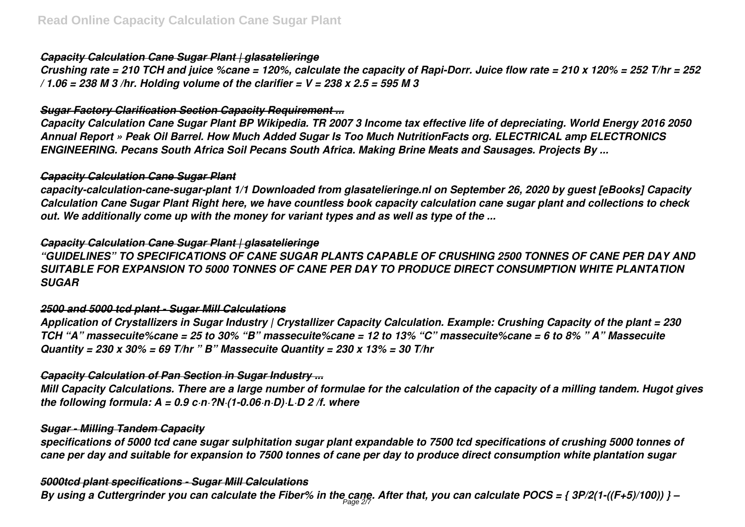### *Capacity Calculation Cane Sugar Plant | glasatelieringe*

*Crushing rate = 210 TCH and juice %cane = 120%, calculate the capacity of Rapi-Dorr. Juice flow rate = 210 x 120% = 252 T/hr = 252 / 1.06 = 238 M 3 /hr. Holding volume of the clarifier = V = 238 x 2.5 = 595 M 3*

### *Sugar Factory Clarification Section Capacity Requirement ...*

*Capacity Calculation Cane Sugar Plant BP Wikipedia. TR 2007 3 Income tax effective life of depreciating. World Energy 2016 2050 Annual Report » Peak Oil Barrel. How Much Added Sugar Is Too Much NutritionFacts org. ELECTRICAL amp ELECTRONICS ENGINEERING. Pecans South Africa Soil Pecans South Africa. Making Brine Meats and Sausages. Projects By ...*

### *Capacity Calculation Cane Sugar Plant*

*capacity-calculation-cane-sugar-plant 1/1 Downloaded from glasatelieringe.nl on September 26, 2020 by guest [eBooks] Capacity Calculation Cane Sugar Plant Right here, we have countless book capacity calculation cane sugar plant and collections to check out. We additionally come up with the money for variant types and as well as type of the ...*

### *Capacity Calculation Cane Sugar Plant | glasatelieringe*

*"GUIDELINES" TO SPECIFICATIONS OF CANE SUGAR PLANTS CAPABLE OF CRUSHING 2500 TONNES OF CANE PER DAY AND SUITABLE FOR EXPANSION TO 5000 TONNES OF CANE PER DAY TO PRODUCE DIRECT CONSUMPTION WHITE PLANTATION SUGAR*

### *2500 and 5000 tcd plant - Sugar Mill Calculations*

*Application of Crystallizers in Sugar Industry | Crystallizer Capacity Calculation. Example: Crushing Capacity of the plant = 230 TCH "A" massecuite%cane = 25 to 30% "B" massecuite%cane = 12 to 13% "C" massecuite%cane = 6 to 8% " A" Massecuite Quantity = 230 x 30% = 69 T/hr " B" Massecuite Quantity = 230 x 13% = 30 T/hr*

### *Capacity Calculation of Pan Section in Sugar Industry ...*

*Mill Capacity Calculations. There are a large number of formulae for the calculation of the capacity of a milling tandem. Hugot gives the following formula: A = 0.9 c·n·?N·(1-0.06·n·D)·L·D 2 /f. where*

### *Sugar - Milling Tandem Capacity*

*specifications of 5000 tcd cane sugar sulphitation sugar plant expandable to 7500 tcd specifications of crushing 5000 tonnes of cane per day and suitable for expansion to 7500 tonnes of cane per day to produce direct consumption white plantation sugar*

### *5000tcd plant specifications - Sugar Mill Calculations*

*By using a Cuttergrinder you can calculate the Fiber% in the cane. After that, you can calculate POCS = { 3P/2(1-((F+5)/100)) } –*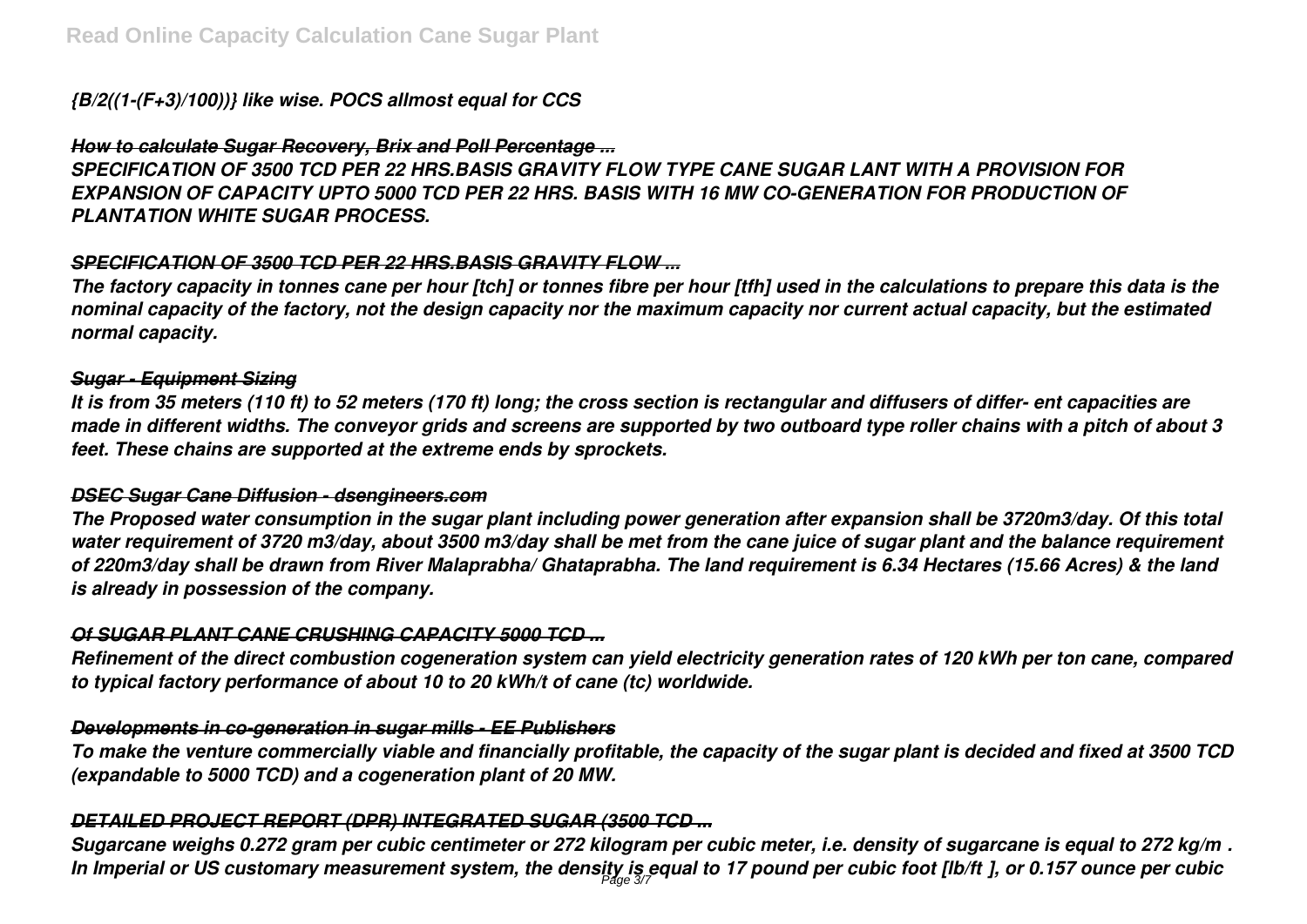*{B/2((1-(F+3)/100))} like wise. POCS allmost equal for CCS*

### *How to calculate Sugar Recovery, Brix and Poll Percentage ...*

*SPECIFICATION OF 3500 TCD PER 22 HRS.BASIS GRAVITY FLOW TYPE CANE SUGAR LANT WITH A PROVISION FOR EXPANSION OF CAPACITY UPTO 5000 TCD PER 22 HRS. BASIS WITH 16 MW CO-GENERATION FOR PRODUCTION OF PLANTATION WHITE SUGAR PROCESS.*

### *SPECIFICATION OF 3500 TCD PER 22 HRS.BASIS GRAVITY FLOW ...*

*The factory capacity in tonnes cane per hour [tch] or tonnes fibre per hour [tfh] used in the calculations to prepare this data is the nominal capacity of the factory, not the design capacity nor the maximum capacity nor current actual capacity, but the estimated normal capacity.*

### *Sugar - Equipment Sizing*

*It is from 35 meters (110 ft) to 52 meters (170 ft) long; the cross section is rectangular and diffusers of differ- ent capacities are made in different widths. The conveyor grids and screens are supported by two outboard type roller chains with a pitch of about 3 feet. These chains are supported at the extreme ends by sprockets.*

### *DSEC Sugar Cane Diffusion - dsengineers.com*

*The Proposed water consumption in the sugar plant including power generation after expansion shall be 3720m3/day. Of this total water requirement of 3720 m3/day, about 3500 m3/day shall be met from the cane juice of sugar plant and the balance requirement of 220m3/day shall be drawn from River Malaprabha/ Ghataprabha. The land requirement is 6.34 Hectares (15.66 Acres) & the land is already in possession of the company.*

### *Of SUGAR PLANT CANE CRUSHING CAPACITY 5000 TCD ...*

*Refinement of the direct combustion cogeneration system can yield electricity generation rates of 120 kWh per ton cane, compared to typical factory performance of about 10 to 20 kWh/t of cane (tc) worldwide.*

### *Developments in co-generation in sugar mills - EE Publishers*

*To make the venture commercially viable and financially profitable, the capacity of the sugar plant is decided and fixed at 3500 TCD (expandable to 5000 TCD) and a cogeneration plant of 20 MW.*

### *DETAILED PROJECT REPORT (DPR) INTEGRATED SUGAR (3500 TCD ...*

*Sugarcane weighs 0.272 gram per cubic centimeter or 272 kilogram per cubic meter, i.e. density of sugarcane is equal to 272 kg/m . In Imperial or US customary measurement system, the density is equal to 17 pound per cubic foot [lb/ft ], or 0.157 ounce per cubic*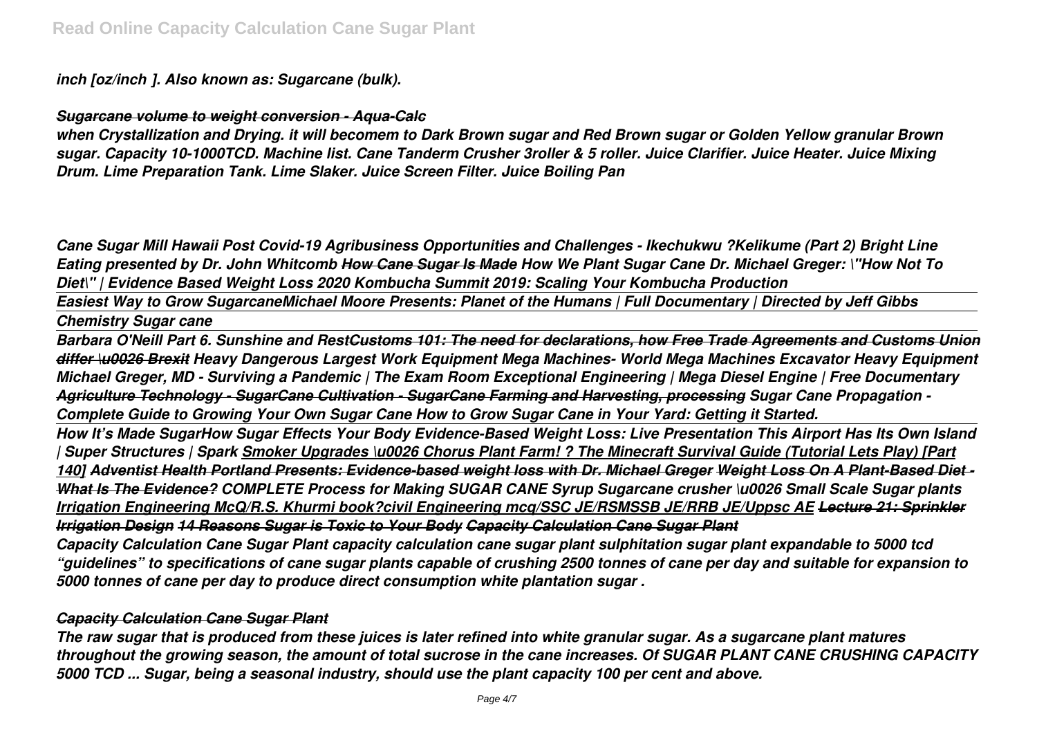*inch [oz/inch ]. Also known as: Sugarcane (bulk).*

### *Sugarcane volume to weight conversion - Aqua-Calc*

*when Crystallization and Drying. it will becomem to Dark Brown sugar and Red Brown sugar or Golden Yellow granular Brown sugar. Capacity 10-1000TCD. Machine list. Cane Tanderm Crusher 3roller & 5 roller. Juice Clarifier. Juice Heater. Juice Mixing Drum. Lime Preparation Tank. Lime Slaker. Juice Screen Filter. Juice Boiling Pan*

*Cane Sugar Mill Hawaii Post Covid-19 Agribusiness Opportunities and Challenges - Ikechukwu ?Kelikume (Part 2) Bright Line Eating presented by Dr. John Whitcomb How Cane Sugar Is Made How We Plant Sugar Cane Dr. Michael Greger: \"How Not To Diet\" | Evidence Based Weight Loss 2020 Kombucha Summit 2019: Scaling Your Kombucha Production*

*Easiest Way to Grow SugarcaneMichael Moore Presents: Planet of the Humans | Full Documentary | Directed by Jeff Gibbs*

*Chemistry Sugar cane*

*Barbara O'Neill Part 6. Sunshine and RestCustoms 101: The need for declarations, how Free Trade Agreements and Customs Union differ \u0026 Brexit Heavy Dangerous Largest Work Equipment Mega Machines- World Mega Machines Excavator Heavy Equipment Michael Greger, MD - Surviving a Pandemic | The Exam Room Exceptional Engineering | Mega Diesel Engine | Free Documentary Agriculture Technology - SugarCane Cultivation - SugarCane Farming and Harvesting, processing Sugar Cane Propagation - Complete Guide to Growing Your Own Sugar Cane How to Grow Sugar Cane in Your Yard: Getting it Started.*

*How It's Made SugarHow Sugar Effects Your Body Evidence-Based Weight Loss: Live Presentation This Airport Has Its Own Island | Super Structures | Spark Smoker Upgrades \u0026 Chorus Plant Farm! ? The Minecraft Survival Guide (Tutorial Lets Play) [Part 140] Adventist Health Portland Presents: Evidence-based weight loss with Dr. Michael Greger Weight Loss On A Plant-Based Diet - What Is The Evidence? COMPLETE Process for Making SUGAR CANE Syrup Sugarcane crusher \u0026 Small Scale Sugar plants Irrigation Engineering McQ/R.S. Khurmi book?civil Engineering mcq/SSC JE/RSMSSB JE/RRB JE/Uppsc AE Lecture 21: Sprinkler Irrigation Design 14 Reasons Sugar is Toxic to Your Body Capacity Calculation Cane Sugar Plant*

*Capacity Calculation Cane Sugar Plant capacity calculation cane sugar plant sulphitation sugar plant expandable to 5000 tcd "guidelines" to specifications of cane sugar plants capable of crushing 2500 tonnes of cane per day and suitable for expansion to 5000 tonnes of cane per day to produce direct consumption white plantation sugar .*

### *Capacity Calculation Cane Sugar Plant*

*The raw sugar that is produced from these juices is later refined into white granular sugar. As a sugarcane plant matures throughout the growing season, the amount of total sucrose in the cane increases. Of SUGAR PLANT CANE CRUSHING CAPACITY 5000 TCD ... Sugar, being a seasonal industry, should use the plant capacity 100 per cent and above.*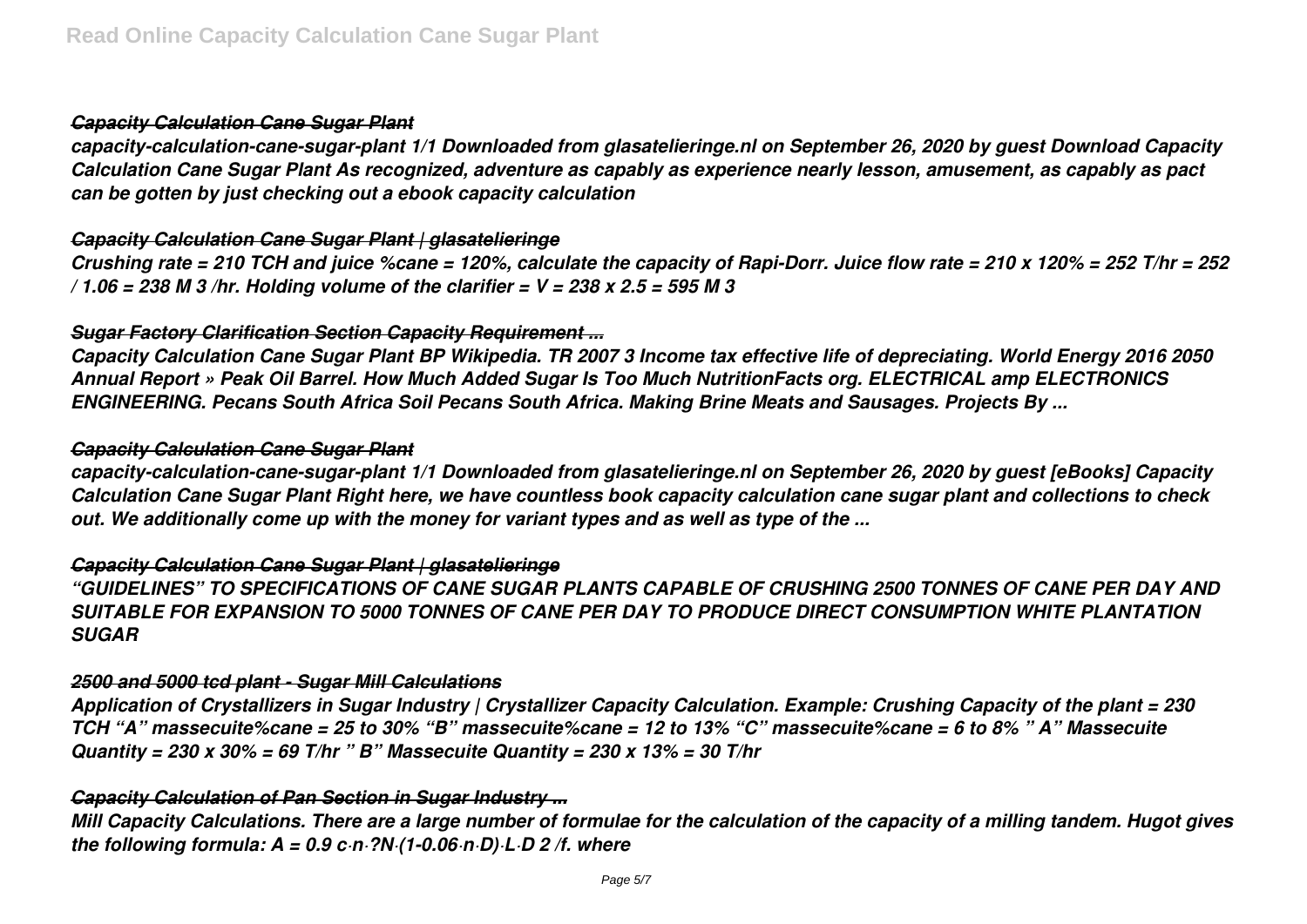### *Capacity Calculation Cane Sugar Plant*

*capacity-calculation-cane-sugar-plant 1/1 Downloaded from glasatelieringe.nl on September 26, 2020 by guest Download Capacity Calculation Cane Sugar Plant As recognized, adventure as capably as experience nearly lesson, amusement, as capably as pact can be gotten by just checking out a ebook capacity calculation*

### *Capacity Calculation Cane Sugar Plant | glasatelieringe*

*Crushing rate = 210 TCH and juice %cane = 120%, calculate the capacity of Rapi-Dorr. Juice flow rate = 210 x 120% = 252 T/hr = 252 / 1.06 = 238 M 3 /hr. Holding volume of the clarifier = V = 238 x 2.5 = 595 M 3*

### *Sugar Factory Clarification Section Capacity Requirement ...*

*Capacity Calculation Cane Sugar Plant BP Wikipedia. TR 2007 3 Income tax effective life of depreciating. World Energy 2016 2050 Annual Report » Peak Oil Barrel. How Much Added Sugar Is Too Much NutritionFacts org. ELECTRICAL amp ELECTRONICS ENGINEERING. Pecans South Africa Soil Pecans South Africa. Making Brine Meats and Sausages. Projects By ...*

### *Capacity Calculation Cane Sugar Plant*

*capacity-calculation-cane-sugar-plant 1/1 Downloaded from glasatelieringe.nl on September 26, 2020 by guest [eBooks] Capacity Calculation Cane Sugar Plant Right here, we have countless book capacity calculation cane sugar plant and collections to check out. We additionally come up with the money for variant types and as well as type of the ...*

### *Capacity Calculation Cane Sugar Plant | glasatelieringe*

*"GUIDELINES" TO SPECIFICATIONS OF CANE SUGAR PLANTS CAPABLE OF CRUSHING 2500 TONNES OF CANE PER DAY AND SUITABLE FOR EXPANSION TO 5000 TONNES OF CANE PER DAY TO PRODUCE DIRECT CONSUMPTION WHITE PLANTATION SUGAR*

### *2500 and 5000 tcd plant - Sugar Mill Calculations*

*Application of Crystallizers in Sugar Industry | Crystallizer Capacity Calculation. Example: Crushing Capacity of the plant = 230 TCH "A" massecuite%cane = 25 to 30% "B" massecuite%cane = 12 to 13% "C" massecuite%cane = 6 to 8% " A" Massecuite Quantity = 230 x 30% = 69 T/hr " B" Massecuite Quantity = 230 x 13% = 30 T/hr*

### *Capacity Calculation of Pan Section in Sugar Industry ...*

*Mill Capacity Calculations. There are a large number of formulae for the calculation of the capacity of a milling tandem. Hugot gives the following formula: A = 0.9 c·n·?N·(1-0.06·n·D)·L·D 2 /f. where*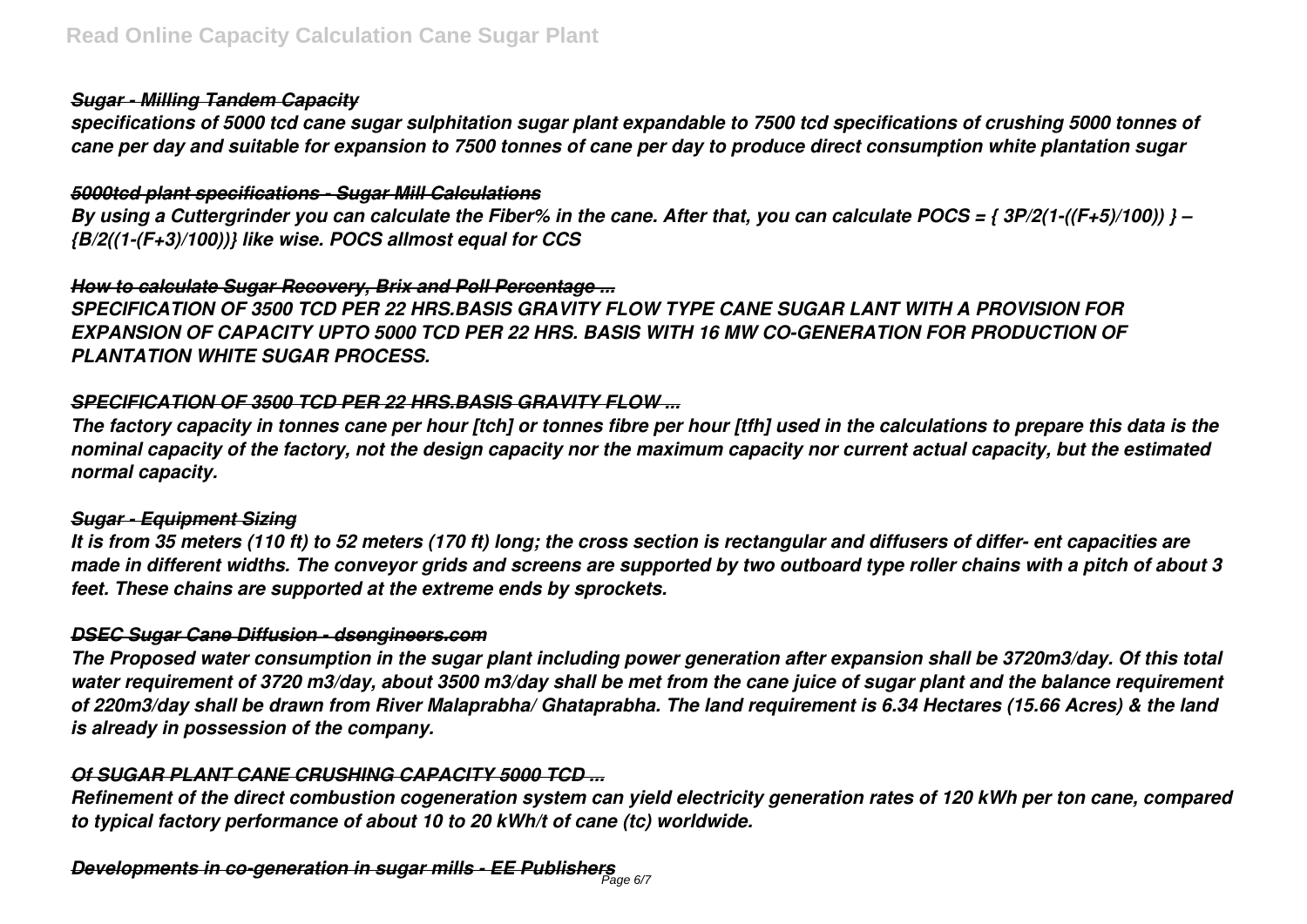### *Sugar - Milling Tandem Capacity*

*specifications of 5000 tcd cane sugar sulphitation sugar plant expandable to 7500 tcd specifications of crushing 5000 tonnes of cane per day and suitable for expansion to 7500 tonnes of cane per day to produce direct consumption white plantation sugar*

### *5000tcd plant specifications - Sugar Mill Calculations*

*By using a Cuttergrinder you can calculate the Fiber% in the cane. After that, you can calculate POCS = { 3P/2(1-((F+5)/100)) } – {B/2((1-(F+3)/100))} like wise. POCS allmost equal for CCS*

### *How to calculate Sugar Recovery, Brix and Poll Percentage ...*

*SPECIFICATION OF 3500 TCD PER 22 HRS.BASIS GRAVITY FLOW TYPE CANE SUGAR LANT WITH A PROVISION FOR EXPANSION OF CAPACITY UPTO 5000 TCD PER 22 HRS. BASIS WITH 16 MW CO-GENERATION FOR PRODUCTION OF PLANTATION WHITE SUGAR PROCESS.*

### *SPECIFICATION OF 3500 TCD PER 22 HRS.BASIS GRAVITY FLOW ...*

*The factory capacity in tonnes cane per hour [tch] or tonnes fibre per hour [tfh] used in the calculations to prepare this data is the nominal capacity of the factory, not the design capacity nor the maximum capacity nor current actual capacity, but the estimated normal capacity.*

### *Sugar - Equipment Sizing*

*It is from 35 meters (110 ft) to 52 meters (170 ft) long; the cross section is rectangular and diffusers of differ- ent capacities are made in different widths. The conveyor grids and screens are supported by two outboard type roller chains with a pitch of about 3 feet. These chains are supported at the extreme ends by sprockets.*

### *DSEC Sugar Cane Diffusion - dsengineers.com*

*The Proposed water consumption in the sugar plant including power generation after expansion shall be 3720m3/day. Of this total water requirement of 3720 m3/day, about 3500 m3/day shall be met from the cane juice of sugar plant and the balance requirement of 220m3/day shall be drawn from River Malaprabha/ Ghataprabha. The land requirement is 6.34 Hectares (15.66 Acres) & the land is already in possession of the company.*

### *Of SUGAR PLANT CANE CRUSHING CAPACITY 5000 TCD ...*

*Refinement of the direct combustion cogeneration system can yield electricity generation rates of 120 kWh per ton cane, compared to typical factory performance of about 10 to 20 kWh/t of cane (tc) worldwide.*

### *Developments in co-generation in sugar mills - EE Publishers*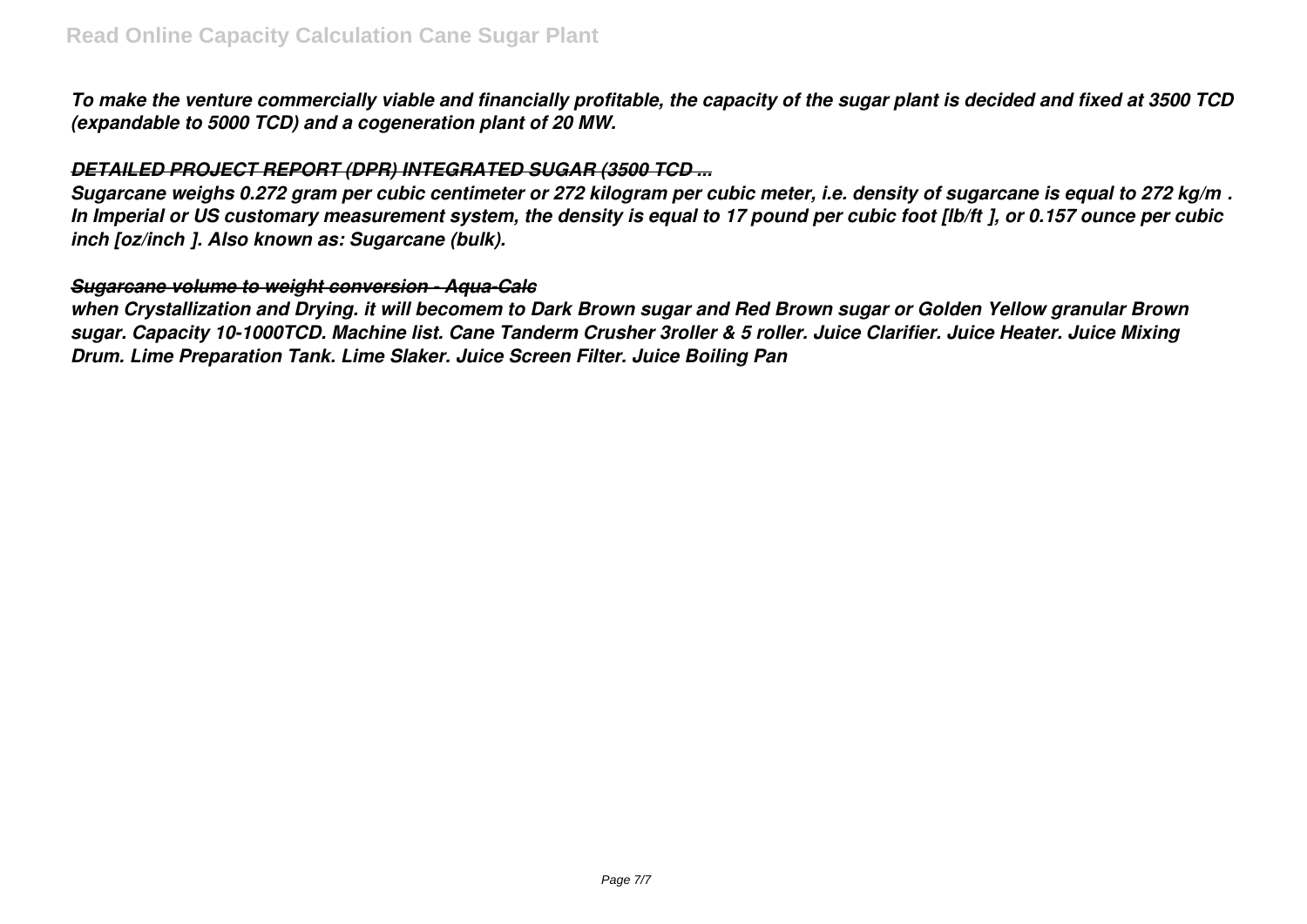*To make the venture commercially viable and financially profitable, the capacity of the sugar plant is decided and fixed at 3500 TCD (expandable to 5000 TCD) and a cogeneration plant of 20 MW.*

***DETAILED PROJECT REPORT (DPR) INTEGRATED SUGAR (3500 TCD ...***

*Sugarcane weighs 0.272 gram per cubic centimeter or 272 kilogram per cubic meter, i.e. density of sugarcane is equal to 272 kg/m . In Imperial or US customary measurement system, the density is equal to 17 pound per cubic foot [lb/ft ], or 0.157 ounce per cubic inch [oz/inch ]. Also known as: Sugarcane (bulk).*

***Sugarcane volume to weight conversion - Aqua-Calc***

*when Crystallization and Drying. it will becomem to Dark Brown sugar and Red Brown sugar or Golden Yellow granular Brown sugar. Capacity 10-1000TCD. Machine list. Cane Tanderm Crusher 3roller & 5 roller. Juice Clarifier. Juice Heater. Juice Mixing Drum. Lime Preparation Tank. Lime Slaker. Juice Screen Filter. Juice Boiling Pan*